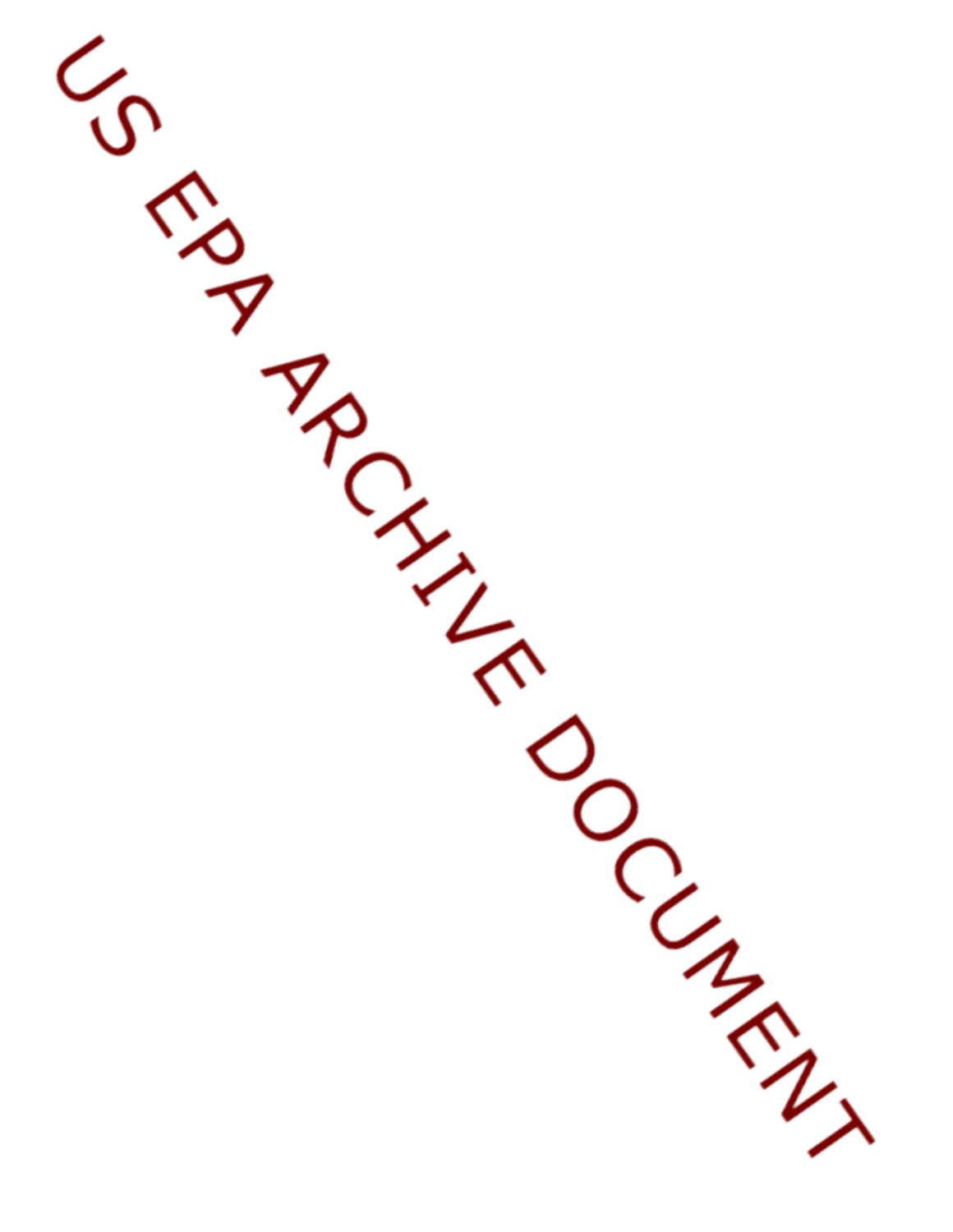US EPA ARCHIVE DOCUMENT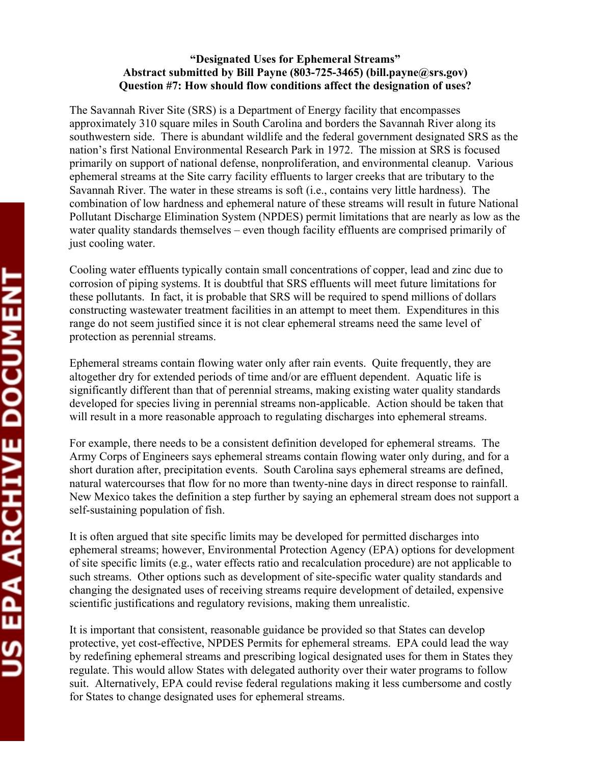**"Designated Uses for Ephemeral Streams"**
**Abstract submitted by Bill Payne (803-725-3465) (bill.payne@srs.gov)**
**Question #7: How should flow conditions affect the designation of uses?**

The Savannah River Site (SRS) is a Department of Energy facility that encompasses approximately 310 square miles in South Carolina and borders the Savannah River along its southwestern side. There is abundant wildlife and the federal government designated SRS as the nation's first National Environmental Research Park in 1972. The mission at SRS is focused primarily on support of national defense, nonproliferation, and environmental cleanup. Various ephemeral streams at the Site carry facility effluents to larger creeks that are tributary to the Savannah River. The water in these streams is soft (i.e., contains very little hardness). The combination of low hardness and ephemeral nature of these streams will result in future National Pollutant Discharge Elimination System (NPDES) permit limitations that are nearly as low as the water quality standards themselves – even though facility effluents are comprised primarily of just cooling water.

Cooling water effluents typically contain small concentrations of copper, lead and zinc due to corrosion of piping systems. It is doubtful that SRS effluents will meet future limitations for these pollutants. In fact, it is probable that SRS will be required to spend millions of dollars constructing wastewater treatment facilities in an attempt to meet them. Expenditures in this range do not seem justified since it is not clear ephemeral streams need the same level of protection as perennial streams.

Ephemeral streams contain flowing water only after rain events. Quite frequently, they are altogether dry for extended periods of time and/or are effluent dependent. Aquatic life is significantly different than that of perennial streams, making existing water quality standards developed for species living in perennial streams non-applicable. Action should be taken that will result in a more reasonable approach to regulating discharges into ephemeral streams.

For example, there needs to be a consistent definition developed for ephemeral streams. The Army Corps of Engineers says ephemeral streams contain flowing water only during, and for a short duration after, precipitation events. South Carolina says ephemeral streams are defined, natural watercourses that flow for no more than twenty-nine days in direct response to rainfall. New Mexico takes the definition a step further by saying an ephemeral stream does not support a self-sustaining population of fish.

It is often argued that site specific limits may be developed for permitted discharges into ephemeral streams; however, Environmental Protection Agency (EPA) options for development of site specific limits (e.g., water effects ratio and recalculation procedure) are not applicable to such streams. Other options such as development of site-specific water quality standards and changing the designated uses of receiving streams require development of detailed, expensive scientific justifications and regulatory revisions, making them unrealistic.

It is important that consistent, reasonable guidance be provided so that States can develop protective, yet cost-effective, NPDES Permits for ephemeral streams. EPA could lead the way by redefining ephemeral streams and prescribing logical designated uses for them in States they regulate. This would allow States with delegated authority over their water programs to follow suit. Alternatively, EPA could revise federal regulations making it less cumbersome and costly for States to change designated uses for ephemeral streams.